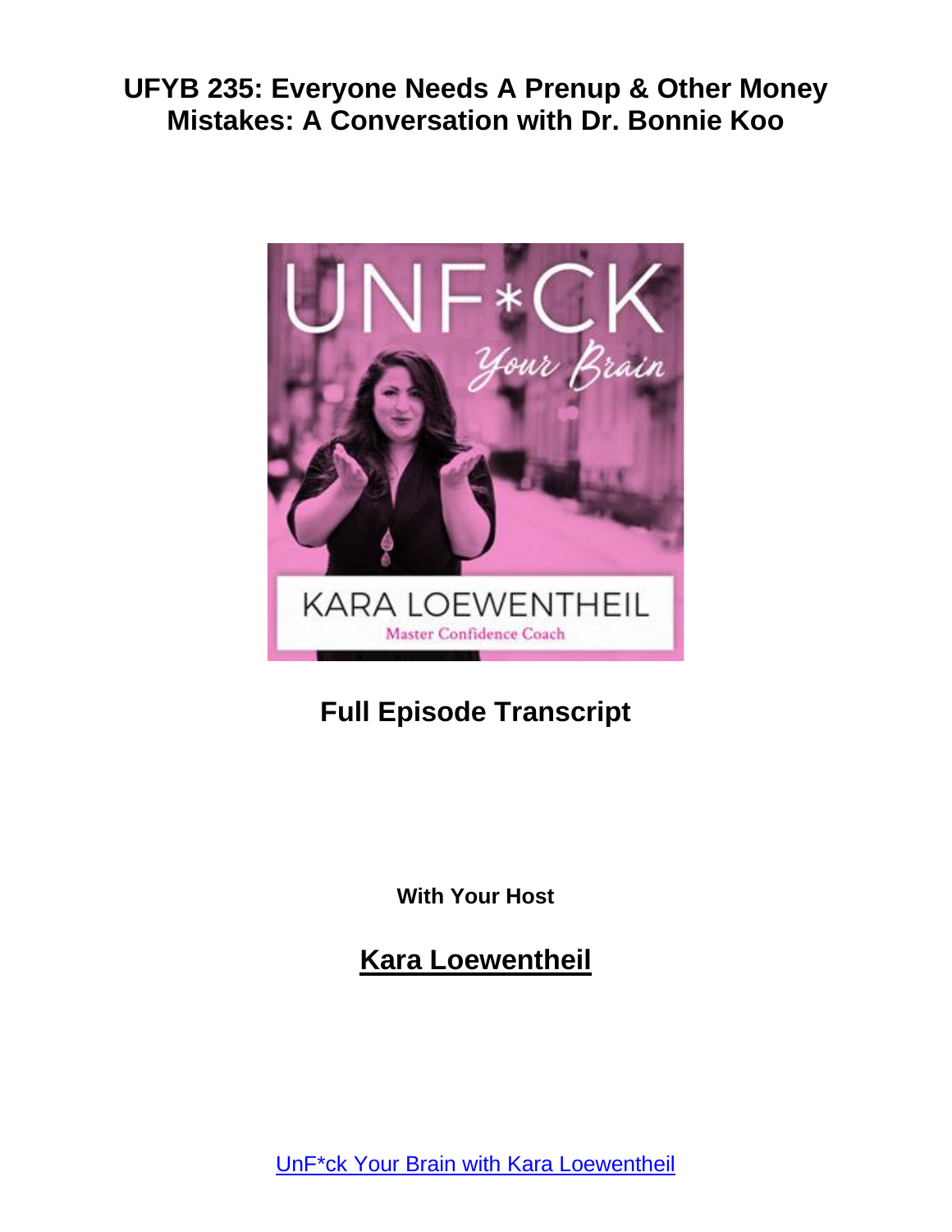# UFYB 235: Everyone Needs A Prenup & Other Money Mistakes: A Conversation with Dr. Bonnie Koo

## Full Episode Transcript

**With Your Host**

## Kara Loewentheil

UnF*ck Your Brain with Kara Loewentheil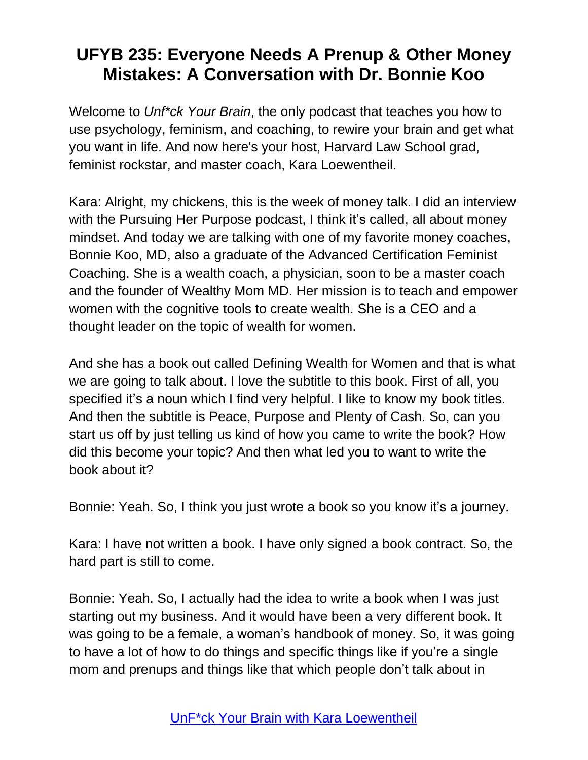# UFYB 235: Everyone Needs A Prenup & Other Money Mistakes: A Conversation with Dr. Bonnie Koo

Welcome to *Unf*ck Your Brain*, the only podcast that teaches you how to use psychology, feminism, and coaching, to rewire your brain and get what you want in life. And now here's your host, Harvard Law School grad, feminist rockstar, and master coach, Kara Loewentheil.

Kara: Alright, my chickens, this is the week of money talk. I did an interview with the Pursuing Her Purpose podcast, I think it's called, all about money mindset. And today we are talking with one of my favorite money coaches, Bonnie Koo, MD, also a graduate of the Advanced Certification Feminist Coaching. She is a wealth coach, a physician, soon to be a master coach and the founder of Wealthy Mom MD. Her mission is to teach and empower women with the cognitive tools to create wealth. She is a CEO and a thought leader on the topic of wealth for women.

And she has a book out called Defining Wealth for Women and that is what we are going to talk about. I love the subtitle to this book. First of all, you specified it's a noun which I find very helpful. I like to know my book titles. And then the subtitle is Peace, Purpose and Plenty of Cash. So, can you start us off by just telling us kind of how you came to write the book? How did this become your topic? And then what led you to want to write the book about it?

Bonnie: Yeah. So, I think you just wrote a book so you know it's a journey.

Kara: I have not written a book. I have only signed a book contract. So, the hard part is still to come.

Bonnie: Yeah. So, I actually had the idea to write a book when I was just starting out my business. And it would have been a very different book. It was going to be a female, a woman's handbook of money. So, it was going to have a lot of how to do things and specific things like if you're a single mom and prenups and things like that which people don't talk about in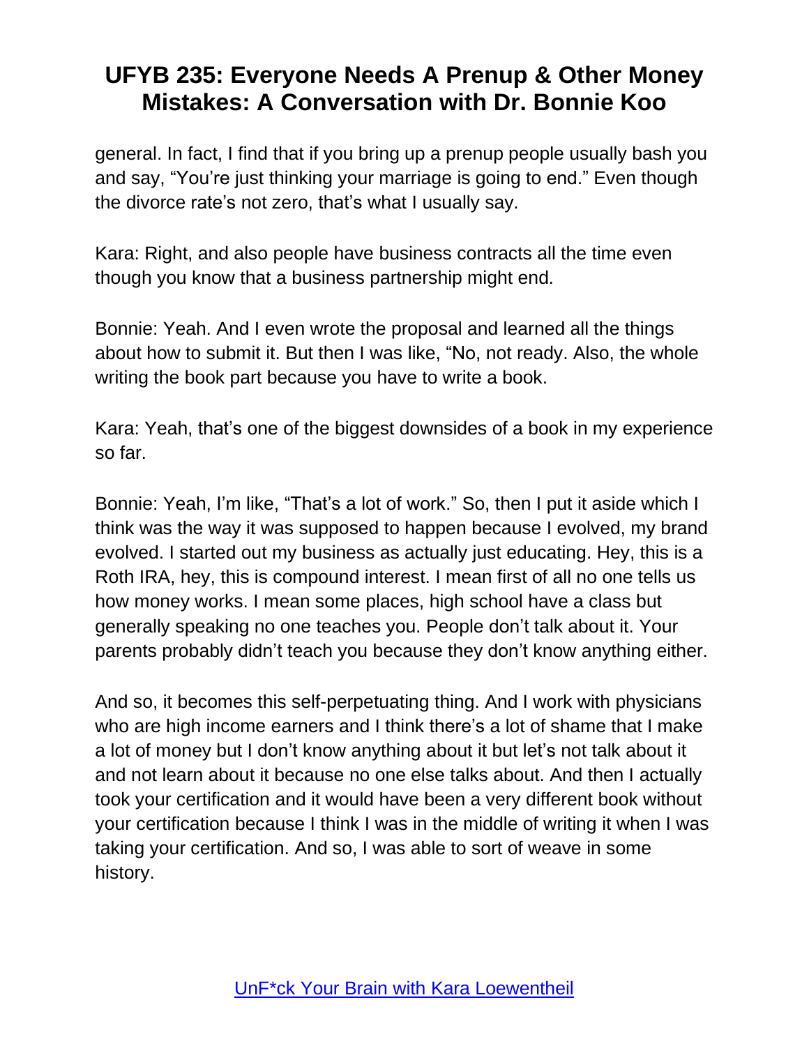general. In fact, I find that if you bring up a prenup people usually bash you and say, "You're just thinking your marriage is going to end." Even though the divorce rate's not zero, that's what I usually say.

Kara: Right, and also people have business contracts all the time even though you know that a business partnership might end.

Bonnie: Yeah. And I even wrote the proposal and learned all the things about how to submit it. But then I was like, "No, not ready. Also, the whole writing the book part because you have to write a book.

Kara: Yeah, that's one of the biggest downsides of a book in my experience so far.

Bonnie: Yeah, I'm like, "That's a lot of work." So, then I put it aside which I think was the way it was supposed to happen because I evolved, my brand evolved. I started out my business as actually just educating. Hey, this is a Roth IRA, hey, this is compound interest. I mean first of all no one tells us how money works. I mean some places, high school have a class but generally speaking no one teaches you. People don't talk about it. Your parents probably didn't teach you because they don't know anything either.

And so, it becomes this self-perpetuating thing. And I work with physicians who are high income earners and I think there's a lot of shame that I make a lot of money but I don't know anything about it but let's not talk about it and not learn about it because no one else talks about. And then I actually took your certification and it would have been a very different book without your certification because I think I was in the middle of writing it when I was taking your certification. And so, I was able to sort of weave in some history.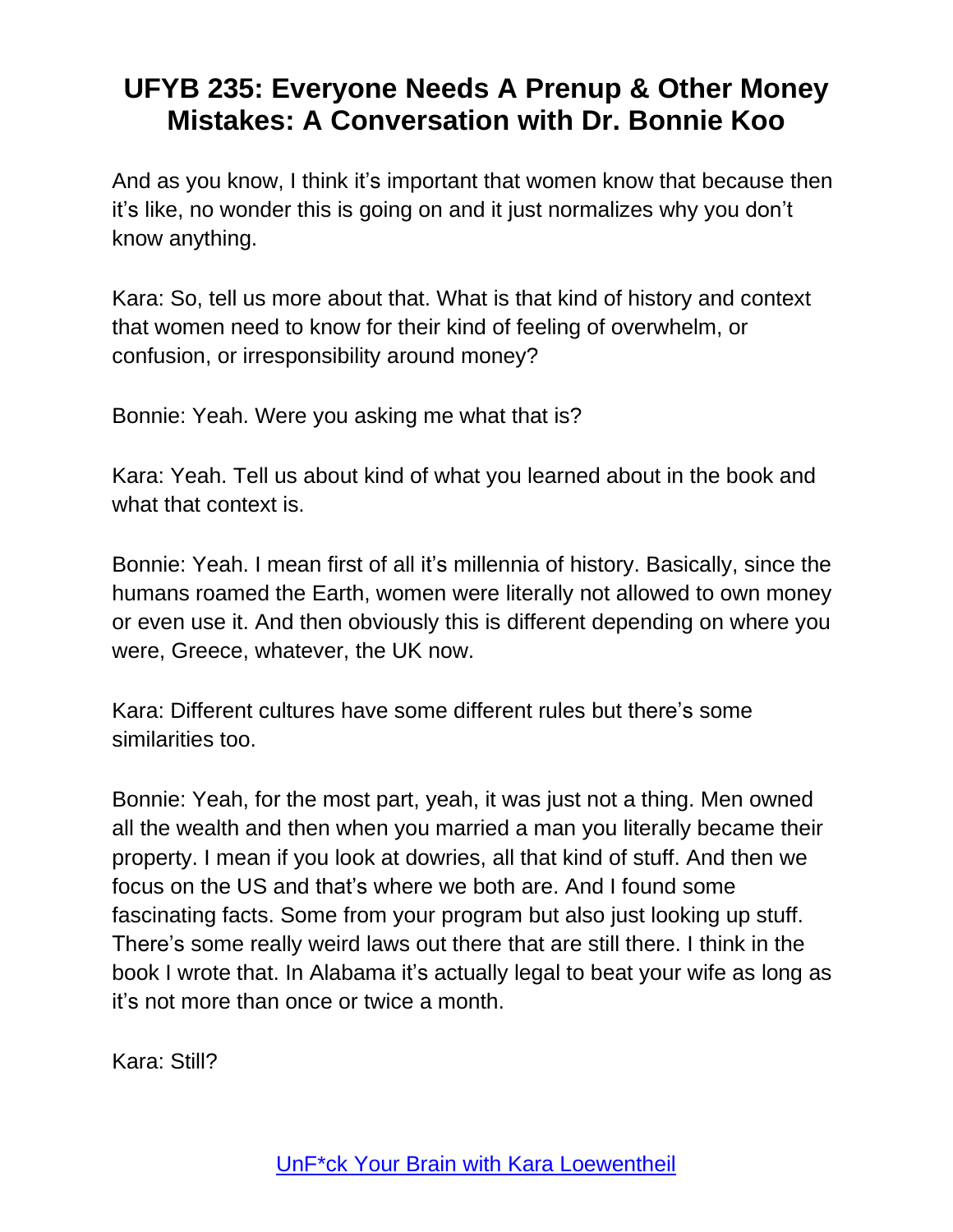And as you know, I think it's important that women know that because then it's like, no wonder this is going on and it just normalizes why you don't know anything.

Kara: So, tell us more about that. What is that kind of history and context that women need to know for their kind of feeling of overwhelm, or confusion, or irresponsibility around money?

Bonnie: Yeah. Were you asking me what that is?

Kara: Yeah. Tell us about kind of what you learned about in the book and what that context is.

Bonnie: Yeah. I mean first of all it's millennia of history. Basically, since the humans roamed the Earth, women were literally not allowed to own money or even use it. And then obviously this is different depending on where you were, Greece, whatever, the UK now.

Kara: Different cultures have some different rules but there's some similarities too.

Bonnie: Yeah, for the most part, yeah, it was just not a thing. Men owned all the wealth and then when you married a man you literally became their property. I mean if you look at dowries, all that kind of stuff. And then we focus on the US and that's where we both are. And I found some fascinating facts. Some from your program but also just looking up stuff. There's some really weird laws out there that are still there. I think in the book I wrote that. In Alabama it's actually legal to beat your wife as long as it's not more than once or twice a month.

Kara: Still?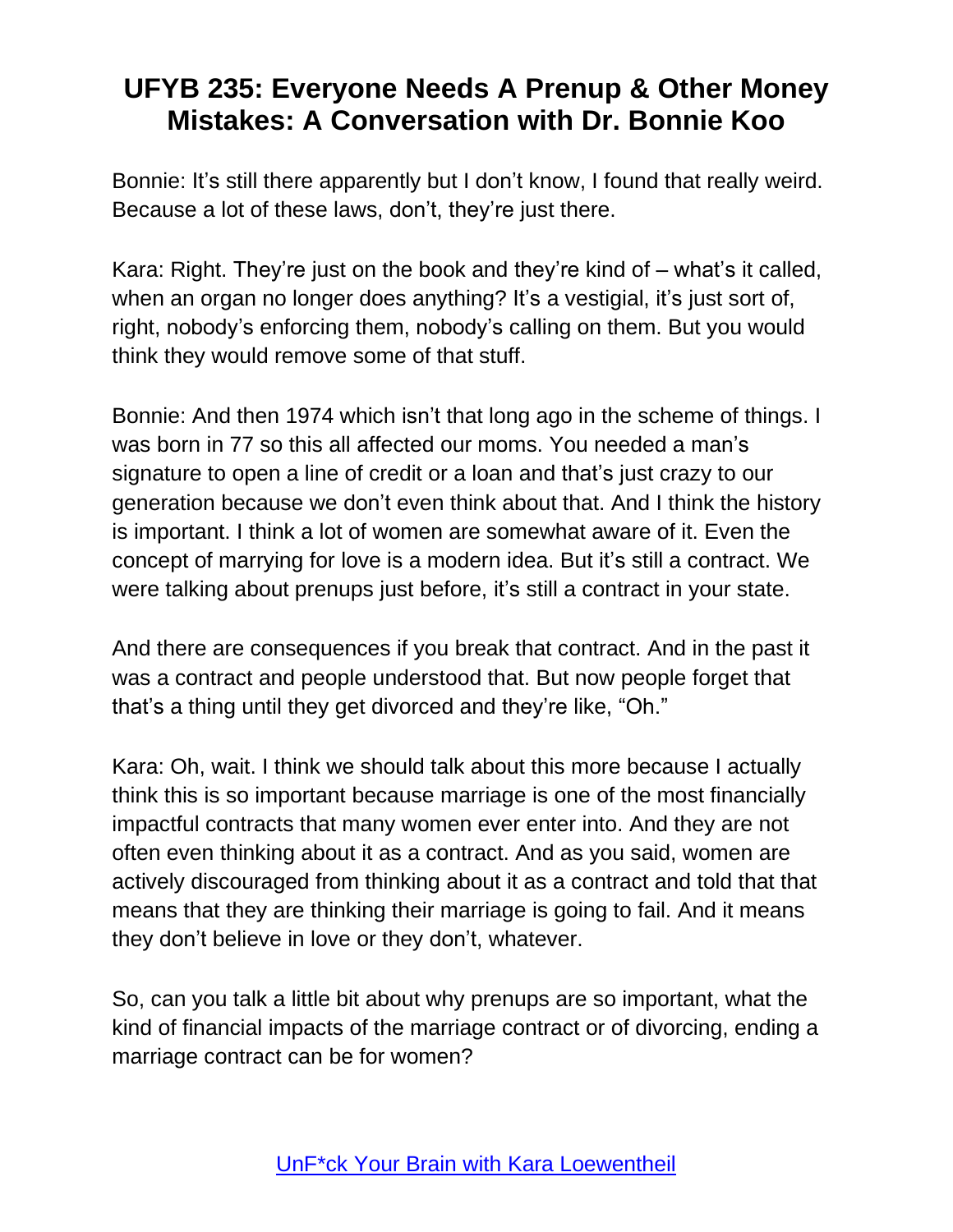Bonnie: It's still there apparently but I don't know, I found that really weird. Because a lot of these laws, don't, they're just there.

Kara: Right. They're just on the book and they're kind of – what's it called, when an organ no longer does anything? It's a vestigial, it's just sort of, right, nobody's enforcing them, nobody's calling on them. But you would think they would remove some of that stuff.

Bonnie: And then 1974 which isn't that long ago in the scheme of things. I was born in 77 so this all affected our moms. You needed a man's signature to open a line of credit or a loan and that's just crazy to our generation because we don't even think about that. And I think the history is important. I think a lot of women are somewhat aware of it. Even the concept of marrying for love is a modern idea. But it's still a contract. We were talking about prenups just before, it's still a contract in your state.

And there are consequences if you break that contract. And in the past it was a contract and people understood that. But now people forget that that's a thing until they get divorced and they're like, "Oh."

Kara: Oh, wait. I think we should talk about this more because I actually think this is so important because marriage is one of the most financially impactful contracts that many women ever enter into. And they are not often even thinking about it as a contract. And as you said, women are actively discouraged from thinking about it as a contract and told that that means that they are thinking their marriage is going to fail. And it means they don't believe in love or they don't, whatever.

So, can you talk a little bit about why prenups are so important, what the kind of financial impacts of the marriage contract or of divorcing, ending a marriage contract can be for women?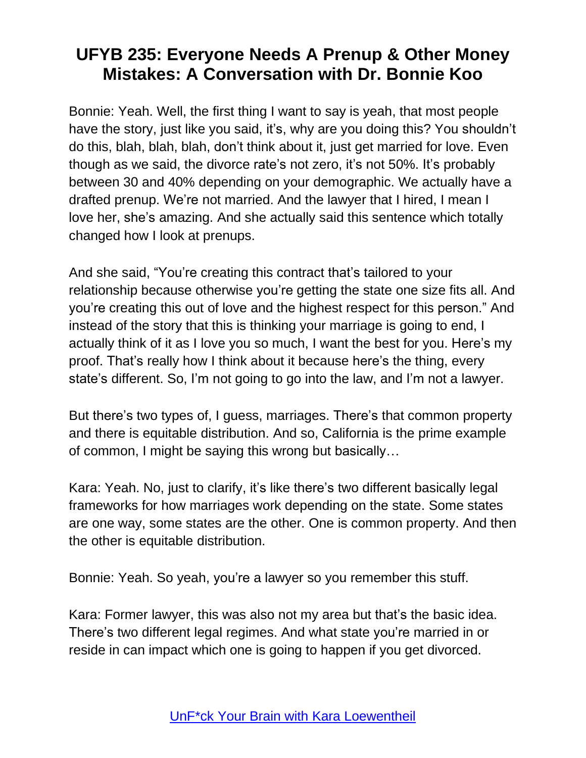Bonnie: Yeah. Well, the first thing I want to say is yeah, that most people have the story, just like you said, it's, why are you doing this? You shouldn't do this, blah, blah, blah, don't think about it, just get married for love. Even though as we said, the divorce rate's not zero, it's not 50%. It's probably between 30 and 40% depending on your demographic. We actually have a drafted prenup. We're not married. And the lawyer that I hired, I mean I love her, she's amazing. And she actually said this sentence which totally changed how I look at prenups.

And she said, "You're creating this contract that's tailored to your relationship because otherwise you're getting the state one size fits all. And you're creating this out of love and the highest respect for this person." And instead of the story that this is thinking your marriage is going to end, I actually think of it as I love you so much, I want the best for you. Here's my proof. That's really how I think about it because here's the thing, every state's different. So, I'm not going to go into the law, and I'm not a lawyer.

But there's two types of, I guess, marriages. There's that common property and there is equitable distribution. And so, California is the prime example of common, I might be saying this wrong but basically…

Kara: Yeah. No, just to clarify, it's like there's two different basically legal frameworks for how marriages work depending on the state. Some states are one way, some states are the other. One is common property. And then the other is equitable distribution.

Bonnie: Yeah. So yeah, you're a lawyer so you remember this stuff.

Kara: Former lawyer, this was also not my area but that's the basic idea. There's two different legal regimes. And what state you're married in or reside in can impact which one is going to happen if you get divorced.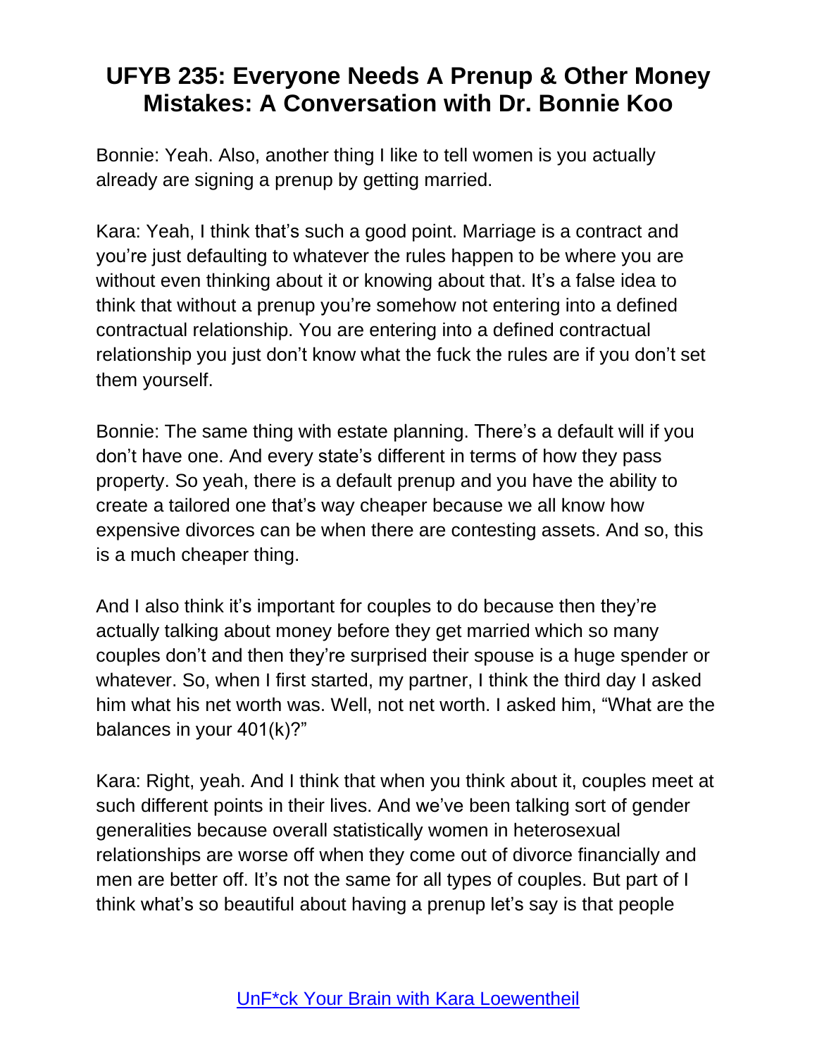Bonnie: Yeah. Also, another thing I like to tell women is you actually already are signing a prenup by getting married.

Kara: Yeah, I think that's such a good point. Marriage is a contract and you're just defaulting to whatever the rules happen to be where you are without even thinking about it or knowing about that. It's a false idea to think that without a prenup you're somehow not entering into a defined contractual relationship. You are entering into a defined contractual relationship you just don't know what the fuck the rules are if you don't set them yourself.

Bonnie: The same thing with estate planning. There's a default will if you don't have one. And every state's different in terms of how they pass property. So yeah, there is a default prenup and you have the ability to create a tailored one that's way cheaper because we all know how expensive divorces can be when there are contesting assets. And so, this is a much cheaper thing.

And I also think it's important for couples to do because then they're actually talking about money before they get married which so many couples don't and then they're surprised their spouse is a huge spender or whatever. So, when I first started, my partner, I think the third day I asked him what his net worth was. Well, not net worth. I asked him, "What are the balances in your 401(k)?"

Kara: Right, yeah. And I think that when you think about it, couples meet at such different points in their lives. And we've been talking sort of gender generalities because overall statistically women in heterosexual relationships are worse off when they come out of divorce financially and men are better off. It's not the same for all types of couples. But part of I think what's so beautiful about having a prenup let's say is that people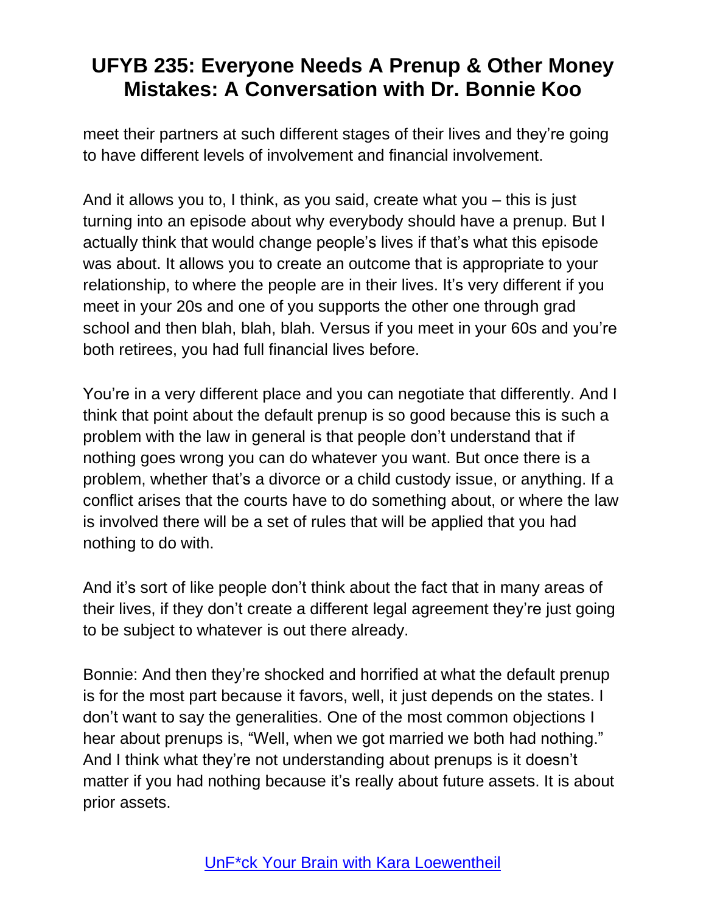meet their partners at such different stages of their lives and they're going to have different levels of involvement and financial involvement.

And it allows you to, I think, as you said, create what you – this is just turning into an episode about why everybody should have a prenup. But I actually think that would change people's lives if that's what this episode was about. It allows you to create an outcome that is appropriate to your relationship, to where the people are in their lives. It's very different if you meet in your 20s and one of you supports the other one through grad school and then blah, blah, blah. Versus if you meet in your 60s and you're both retirees, you had full financial lives before.

You're in a very different place and you can negotiate that differently. And I think that point about the default prenup is so good because this is such a problem with the law in general is that people don't understand that if nothing goes wrong you can do whatever you want. But once there is a problem, whether that's a divorce or a child custody issue, or anything. If a conflict arises that the courts have to do something about, or where the law is involved there will be a set of rules that will be applied that you had nothing to do with.

And it's sort of like people don't think about the fact that in many areas of their lives, if they don't create a different legal agreement they're just going to be subject to whatever is out there already.

Bonnie: And then they're shocked and horrified at what the default prenup is for the most part because it favors, well, it just depends on the states. I don't want to say the generalities. One of the most common objections I hear about prenups is, "Well, when we got married we both had nothing." And I think what they're not understanding about prenups is it doesn't matter if you had nothing because it's really about future assets. It is about prior assets.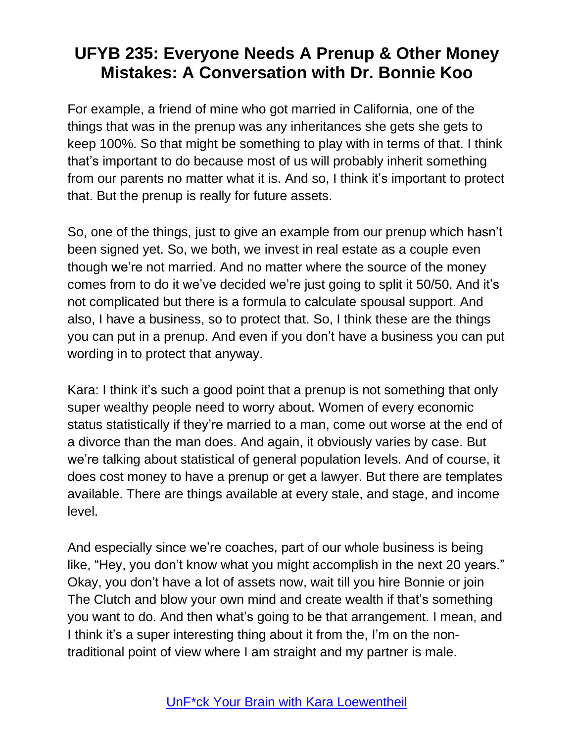For example, a friend of mine who got married in California, one of the things that was in the prenup was any inheritances she gets she gets to keep 100%. So that might be something to play with in terms of that. I think that's important to do because most of us will probably inherit something from our parents no matter what it is. And so, I think it's important to protect that. But the prenup is really for future assets.

So, one of the things, just to give an example from our prenup which hasn't been signed yet. So, we both, we invest in real estate as a couple even though we're not married. And no matter where the source of the money comes from to do it we've decided we're just going to split it 50/50. And it's not complicated but there is a formula to calculate spousal support. And also, I have a business, so to protect that. So, I think these are the things you can put in a prenup. And even if you don't have a business you can put wording in to protect that anyway.

Kara: I think it's such a good point that a prenup is not something that only super wealthy people need to worry about. Women of every economic status statistically if they're married to a man, come out worse at the end of a divorce than the man does. And again, it obviously varies by case. But we're talking about statistical of general population levels. And of course, it does cost money to have a prenup or get a lawyer. But there are templates available. There are things available at every stale, and stage, and income level.

And especially since we're coaches, part of our whole business is being like, "Hey, you don't know what you might accomplish in the next 20 years." Okay, you don't have a lot of assets now, wait till you hire Bonnie or join The Clutch and blow your own mind and create wealth if that's something you want to do. And then what's going to be that arrangement. I mean, and I think it's a super interesting thing about it from the, I'm on the non-traditional point of view where I am straight and my partner is male.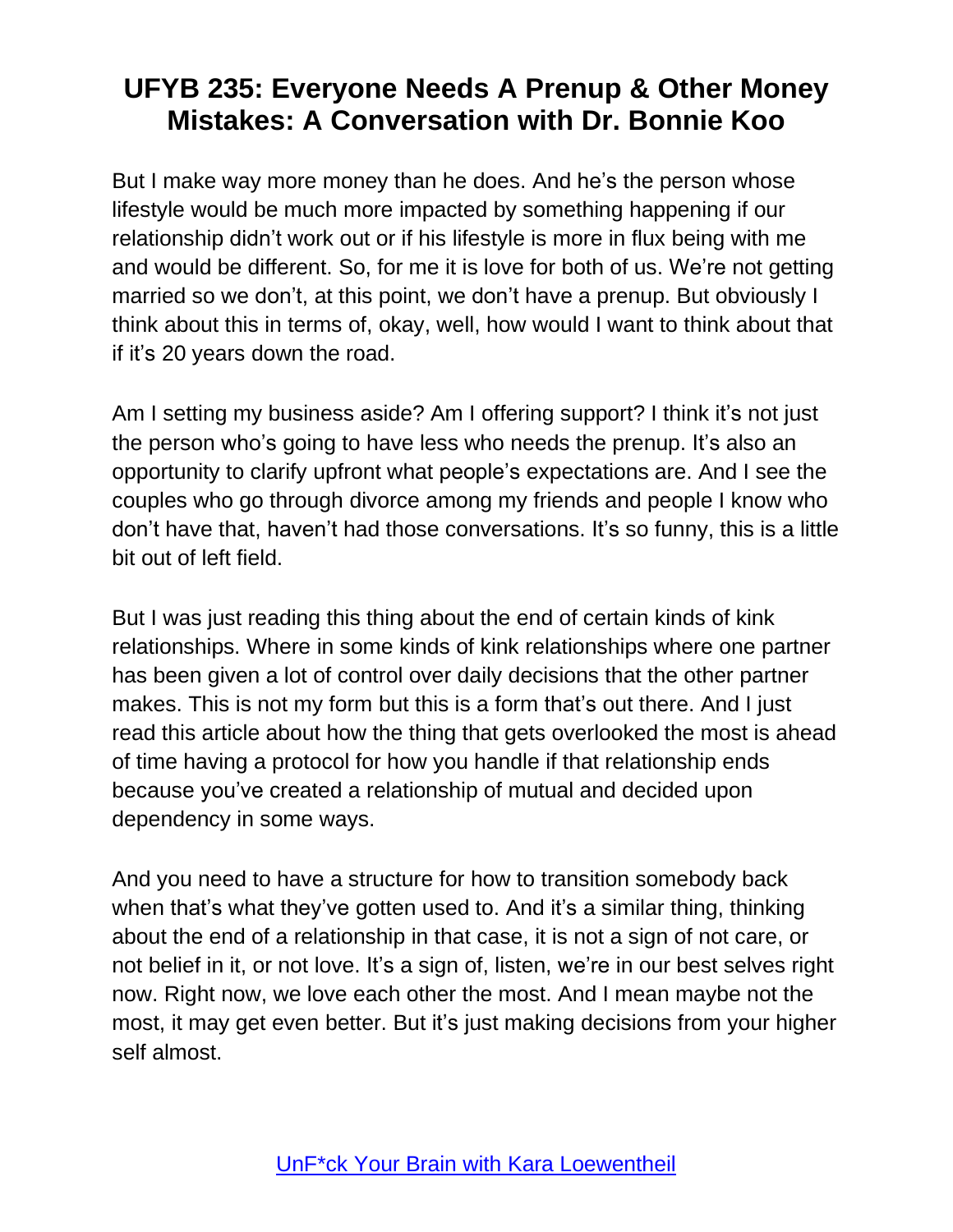But I make way more money than he does. And he's the person whose lifestyle would be much more impacted by something happening if our relationship didn't work out or if his lifestyle is more in flux being with me and would be different. So, for me it is love for both of us. We're not getting married so we don't, at this point, we don't have a prenup. But obviously I think about this in terms of, okay, well, how would I want to think about that if it's 20 years down the road.

Am I setting my business aside? Am I offering support? I think it's not just the person who's going to have less who needs the prenup. It's also an opportunity to clarify upfront what people's expectations are. And I see the couples who go through divorce among my friends and people I know who don't have that, haven't had those conversations. It's so funny, this is a little bit out of left field.

But I was just reading this thing about the end of certain kinds of kink relationships. Where in some kinds of kink relationships where one partner has been given a lot of control over daily decisions that the other partner makes. This is not my form but this is a form that's out there. And I just read this article about how the thing that gets overlooked the most is ahead of time having a protocol for how you handle if that relationship ends because you've created a relationship of mutual and decided upon dependency in some ways.

And you need to have a structure for how to transition somebody back when that's what they've gotten used to. And it's a similar thing, thinking about the end of a relationship in that case, it is not a sign of not care, or not belief in it, or not love. It's a sign of, listen, we're in our best selves right now. Right now, we love each other the most. And I mean maybe not the most, it may get even better. But it's just making decisions from your higher self almost.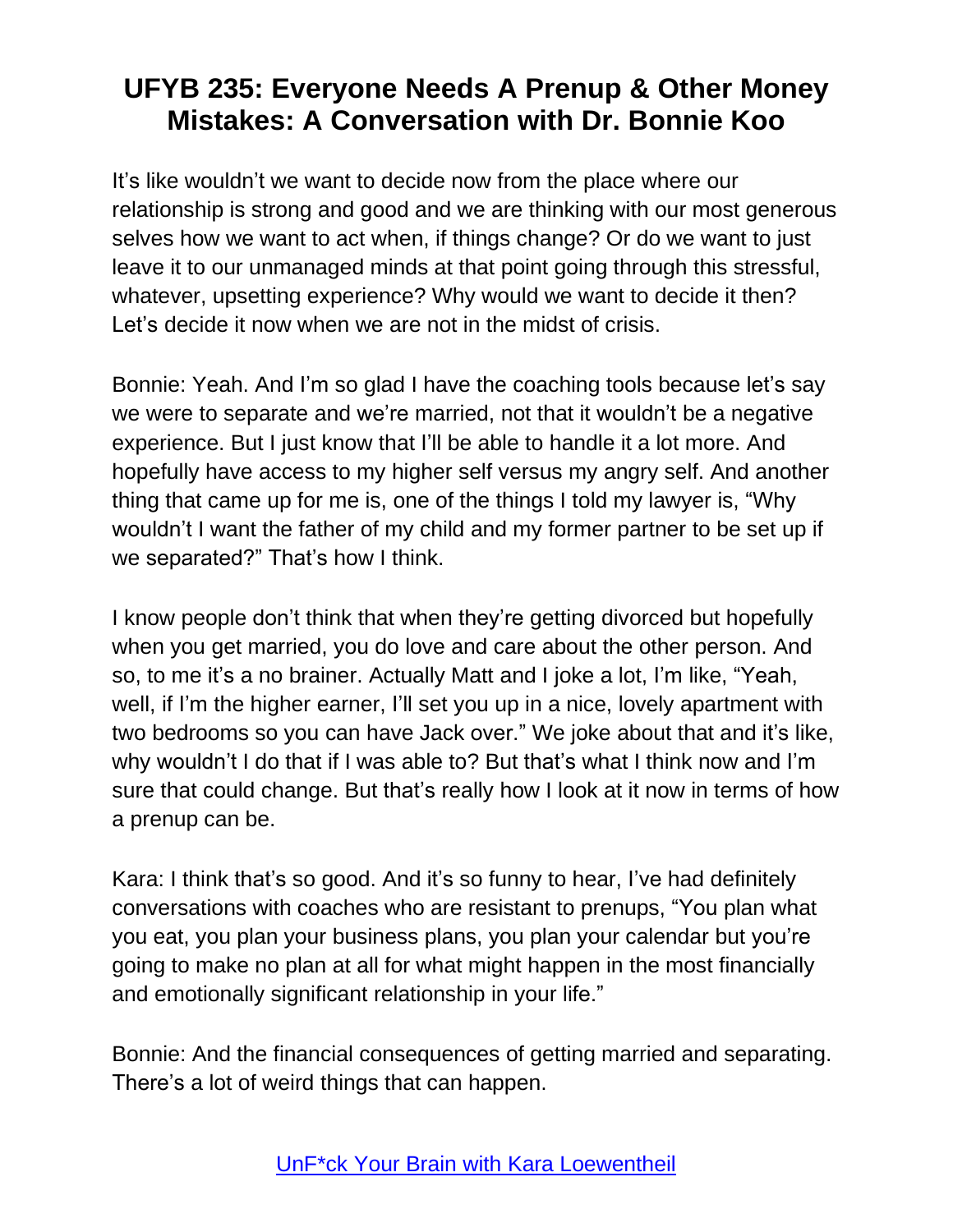It's like wouldn't we want to decide now from the place where our relationship is strong and good and we are thinking with our most generous selves how we want to act when, if things change? Or do we want to just leave it to our unmanaged minds at that point going through this stressful, whatever, upsetting experience? Why would we want to decide it then? Let's decide it now when we are not in the midst of crisis.

Bonnie: Yeah. And I'm so glad I have the coaching tools because let's say we were to separate and we're married, not that it wouldn't be a negative experience. But I just know that I'll be able to handle it a lot more. And hopefully have access to my higher self versus my angry self. And another thing that came up for me is, one of the things I told my lawyer is, "Why wouldn't I want the father of my child and my former partner to be set up if we separated?" That's how I think.

I know people don't think that when they're getting divorced but hopefully when you get married, you do love and care about the other person. And so, to me it's a no brainer. Actually Matt and I joke a lot, I'm like, "Yeah, well, if I'm the higher earner, I'll set you up in a nice, lovely apartment with two bedrooms so you can have Jack over." We joke about that and it's like, why wouldn't I do that if I was able to? But that's what I think now and I'm sure that could change. But that's really how I look at it now in terms of how a prenup can be.

Kara: I think that's so good. And it's so funny to hear, I've had definitely conversations with coaches who are resistant to prenups, "You plan what you eat, you plan your business plans, you plan your calendar but you're going to make no plan at all for what might happen in the most financially and emotionally significant relationship in your life."

Bonnie: And the financial consequences of getting married and separating. There's a lot of weird things that can happen.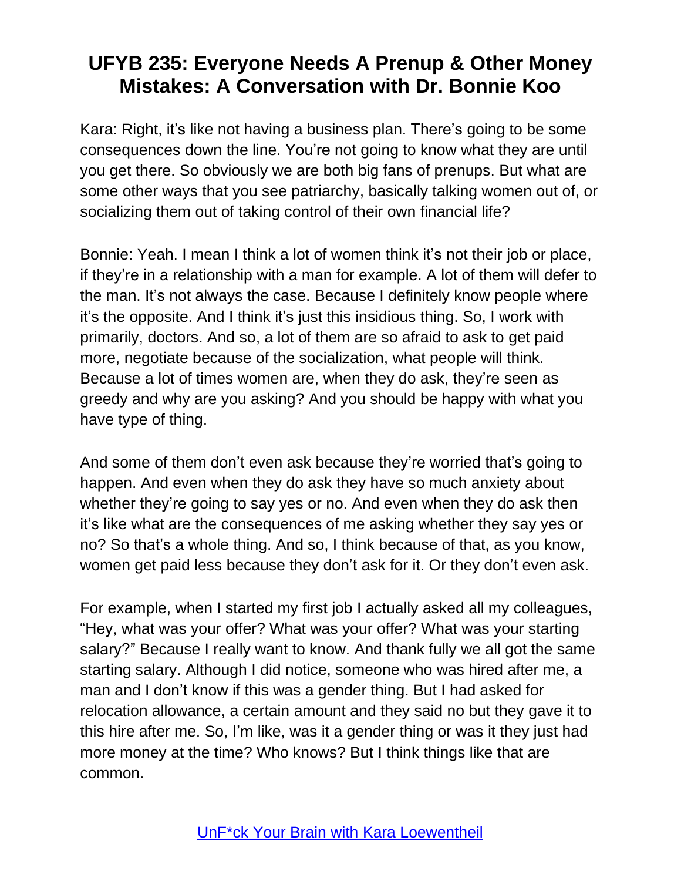Kara: Right, it's like not having a business plan. There's going to be some consequences down the line. You're not going to know what they are until you get there. So obviously we are both big fans of prenups. But what are some other ways that you see patriarchy, basically talking women out of, or socializing them out of taking control of their own financial life?

Bonnie: Yeah. I mean I think a lot of women think it's not their job or place, if they're in a relationship with a man for example. A lot of them will defer to the man. It's not always the case. Because I definitely know people where it's the opposite. And I think it's just this insidious thing. So, I work with primarily, doctors. And so, a lot of them are so afraid to ask to get paid more, negotiate because of the socialization, what people will think. Because a lot of times women are, when they do ask, they're seen as greedy and why are you asking? And you should be happy with what you have type of thing.

And some of them don't even ask because they're worried that's going to happen. And even when they do ask they have so much anxiety about whether they're going to say yes or no. And even when they do ask then it's like what are the consequences of me asking whether they say yes or no? So that's a whole thing. And so, I think because of that, as you know, women get paid less because they don't ask for it. Or they don't even ask.

For example, when I started my first job I actually asked all my colleagues, "Hey, what was your offer? What was your offer? What was your starting salary?" Because I really want to know. And thank fully we all got the same starting salary. Although I did notice, someone who was hired after me, a man and I don't know if this was a gender thing. But I had asked for relocation allowance, a certain amount and they said no but they gave it to this hire after me. So, I'm like, was it a gender thing or was it they just had more money at the time? Who knows? But I think things like that are common.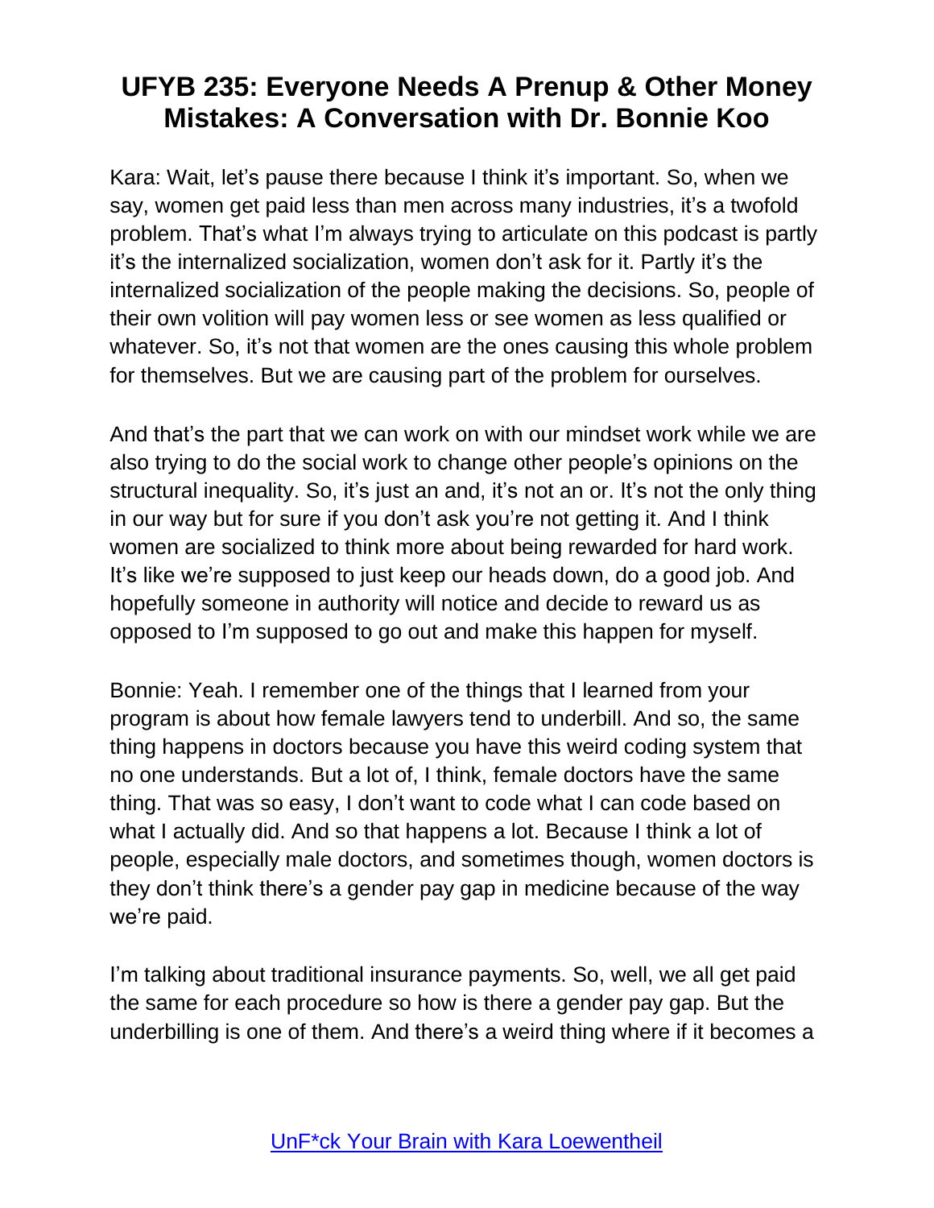Kara: Wait, let's pause there because I think it's important. So, when we say, women get paid less than men across many industries, it's a twofold problem. That's what I'm always trying to articulate on this podcast is partly it's the internalized socialization, women don't ask for it. Partly it's the internalized socialization of the people making the decisions. So, people of their own volition will pay women less or see women as less qualified or whatever. So, it's not that women are the ones causing this whole problem for themselves. But we are causing part of the problem for ourselves.

And that's the part that we can work on with our mindset work while we are also trying to do the social work to change other people's opinions on the structural inequality. So, it's just an and, it's not an or. It's not the only thing in our way but for sure if you don't ask you're not getting it. And I think women are socialized to think more about being rewarded for hard work. It's like we're supposed to just keep our heads down, do a good job. And hopefully someone in authority will notice and decide to reward us as opposed to I'm supposed to go out and make this happen for myself.

Bonnie: Yeah. I remember one of the things that I learned from your program is about how female lawyers tend to underbill. And so, the same thing happens in doctors because you have this weird coding system that no one understands. But a lot of, I think, female doctors have the same thing. That was so easy, I don't want to code what I can code based on what I actually did. And so that happens a lot. Because I think a lot of people, especially male doctors, and sometimes though, women doctors is they don't think there's a gender pay gap in medicine because of the way we're paid.

I'm talking about traditional insurance payments. So, well, we all get paid the same for each procedure so how is there a gender pay gap. But the underbilling is one of them. And there's a weird thing where if it becomes a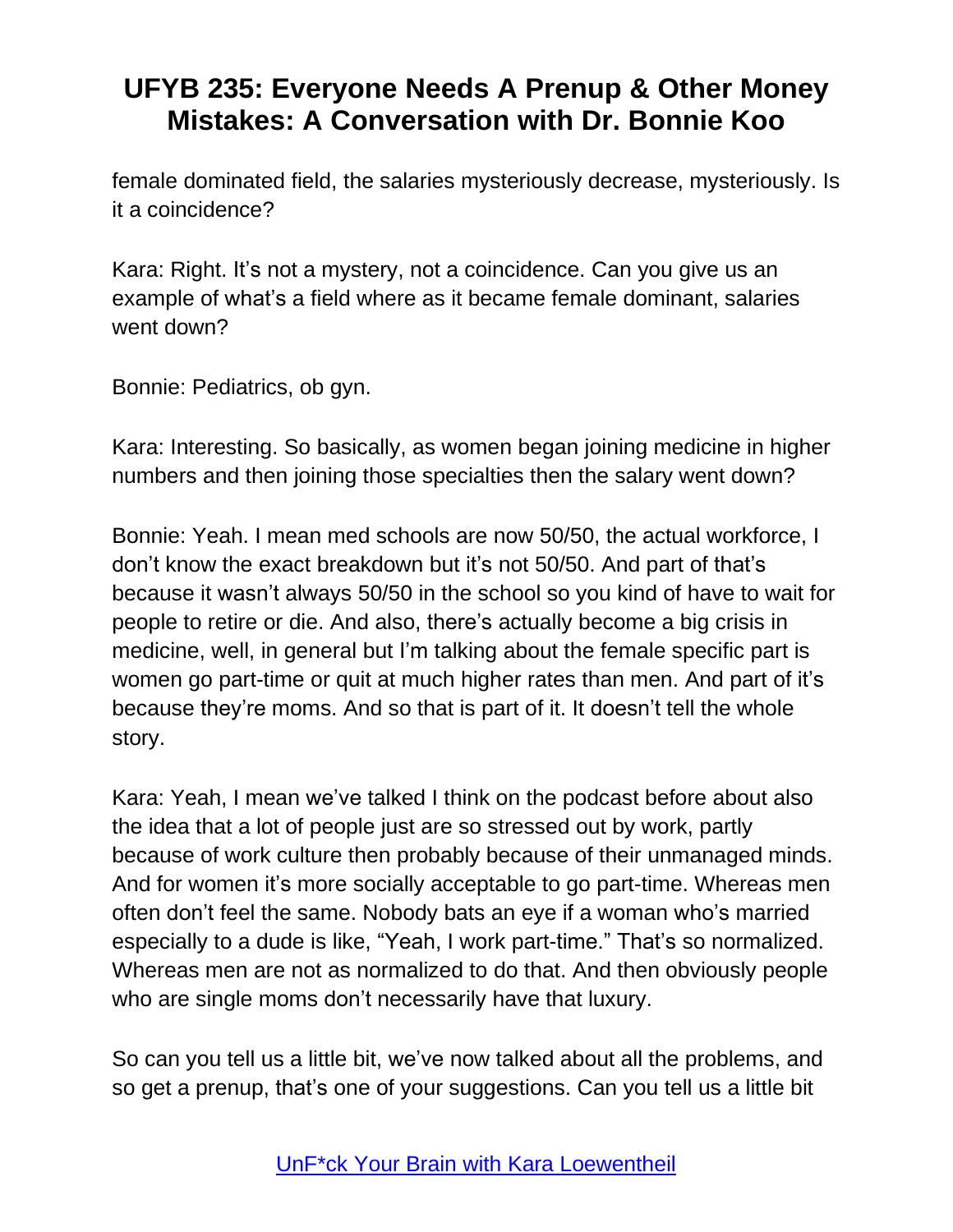female dominated field, the salaries mysteriously decrease, mysteriously. Is it a coincidence?

Kara: Right. It's not a mystery, not a coincidence. Can you give us an example of what's a field where as it became female dominant, salaries went down?

Bonnie: Pediatrics, ob gyn.

Kara: Interesting. So basically, as women began joining medicine in higher numbers and then joining those specialties then the salary went down?

Bonnie: Yeah. I mean med schools are now 50/50, the actual workforce, I don't know the exact breakdown but it's not 50/50. And part of that's because it wasn't always 50/50 in the school so you kind of have to wait for people to retire or die. And also, there's actually become a big crisis in medicine, well, in general but I'm talking about the female specific part is women go part-time or quit at much higher rates than men. And part of it's because they're moms. And so that is part of it. It doesn't tell the whole story.

Kara: Yeah, I mean we've talked I think on the podcast before about also the idea that a lot of people just are so stressed out by work, partly because of work culture then probably because of their unmanaged minds. And for women it's more socially acceptable to go part-time. Whereas men often don't feel the same. Nobody bats an eye if a woman who's married especially to a dude is like, "Yeah, I work part-time." That's so normalized. Whereas men are not as normalized to do that. And then obviously people who are single moms don't necessarily have that luxury.

So can you tell us a little bit, we've now talked about all the problems, and so get a prenup, that's one of your suggestions. Can you tell us a little bit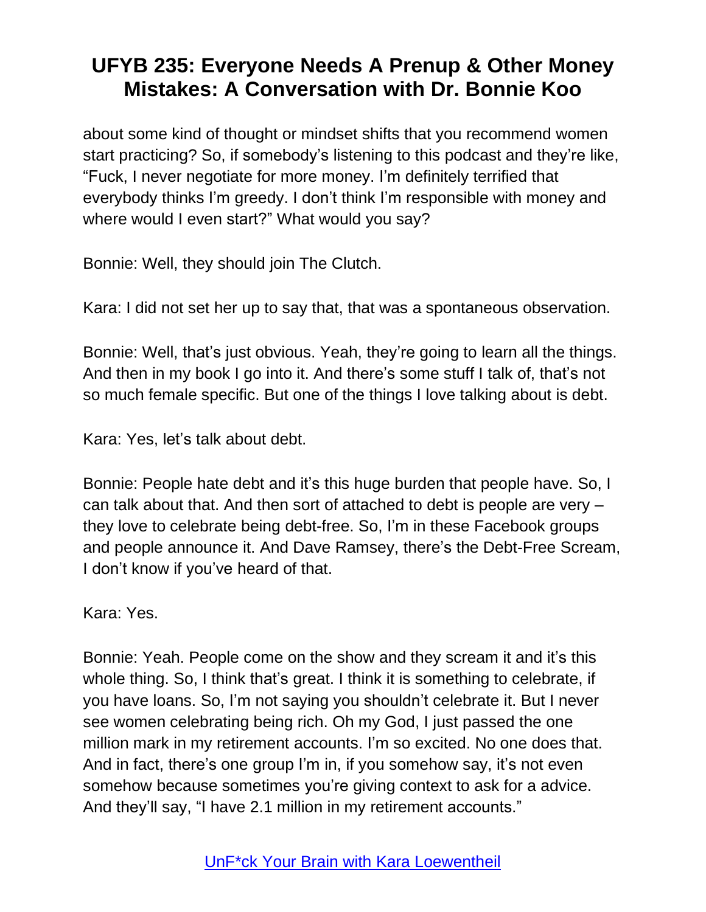about some kind of thought or mindset shifts that you recommend women start practicing? So, if somebody's listening to this podcast and they're like, "Fuck, I never negotiate for more money. I'm definitely terrified that everybody thinks I'm greedy. I don't think I'm responsible with money and where would I even start?" What would you say?

Bonnie: Well, they should join The Clutch.

Kara: I did not set her up to say that, that was a spontaneous observation.

Bonnie: Well, that's just obvious. Yeah, they're going to learn all the things. And then in my book I go into it. And there's some stuff I talk of, that's not so much female specific. But one of the things I love talking about is debt.

Kara: Yes, let's talk about debt.

Bonnie: People hate debt and it's this huge burden that people have. So, I can talk about that. And then sort of attached to debt is people are very – they love to celebrate being debt-free. So, I'm in these Facebook groups and people announce it. And Dave Ramsey, there's the Debt-Free Scream, I don't know if you've heard of that.

Kara: Yes.

Bonnie: Yeah. People come on the show and they scream it and it's this whole thing. So, I think that's great. I think it is something to celebrate, if you have loans. So, I'm not saying you shouldn't celebrate it. But I never see women celebrating being rich. Oh my God, I just passed the one million mark in my retirement accounts. I'm so excited. No one does that. And in fact, there's one group I'm in, if you somehow say, it's not even somehow because sometimes you're giving context to ask for a advice. And they'll say, "I have 2.1 million in my retirement accounts."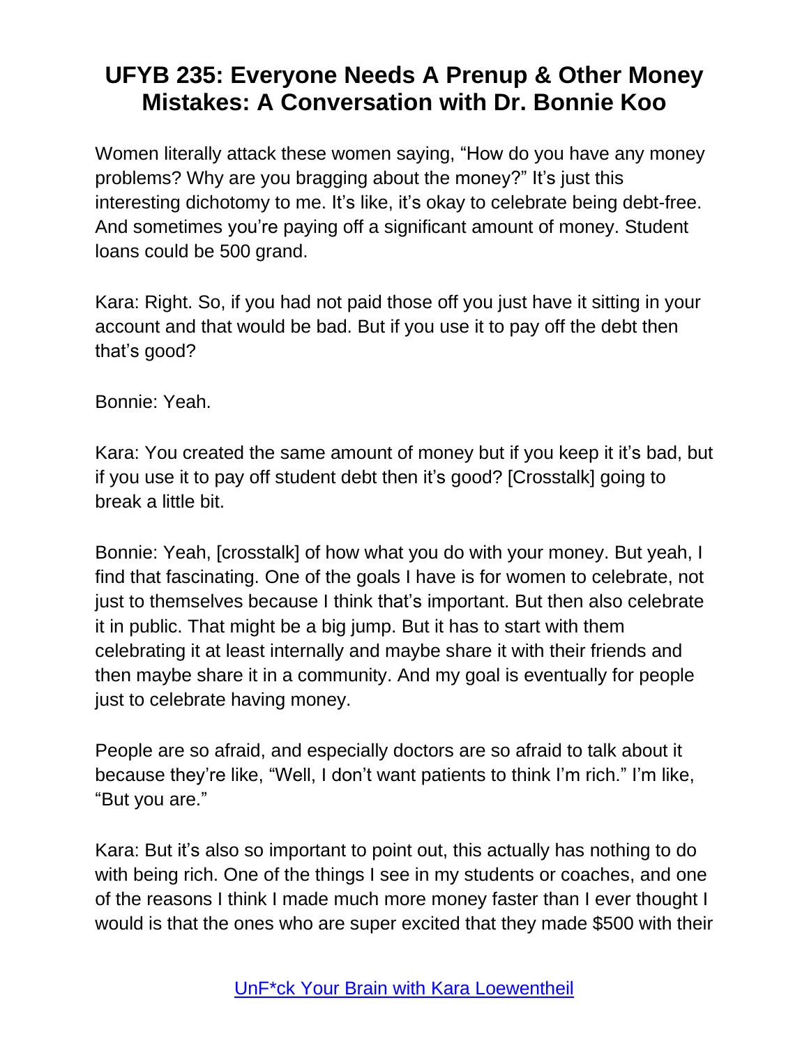Women literally attack these women saying, "How do you have any money problems? Why are you bragging about the money?" It's just this interesting dichotomy to me. It's like, it's okay to celebrate being debt-free. And sometimes you're paying off a significant amount of money. Student loans could be 500 grand.

Kara: Right. So, if you had not paid those off you just have it sitting in your account and that would be bad. But if you use it to pay off the debt then that's good?

Bonnie: Yeah.

Kara: You created the same amount of money but if you keep it it's bad, but if you use it to pay off student debt then it's good? [Crosstalk] going to break a little bit.

Bonnie: Yeah, [crosstalk] of how what you do with your money. But yeah, I find that fascinating. One of the goals I have is for women to celebrate, not just to themselves because I think that's important. But then also celebrate it in public. That might be a big jump. But it has to start with them celebrating it at least internally and maybe share it with their friends and then maybe share it in a community. And my goal is eventually for people just to celebrate having money.

People are so afraid, and especially doctors are so afraid to talk about it because they're like, "Well, I don't want patients to think I'm rich." I'm like, "But you are."

Kara: But it's also so important to point out, this actually has nothing to do with being rich. One of the things I see in my students or coaches, and one of the reasons I think I made much more money faster than I ever thought I would is that the ones who are super excited that they made $500 with their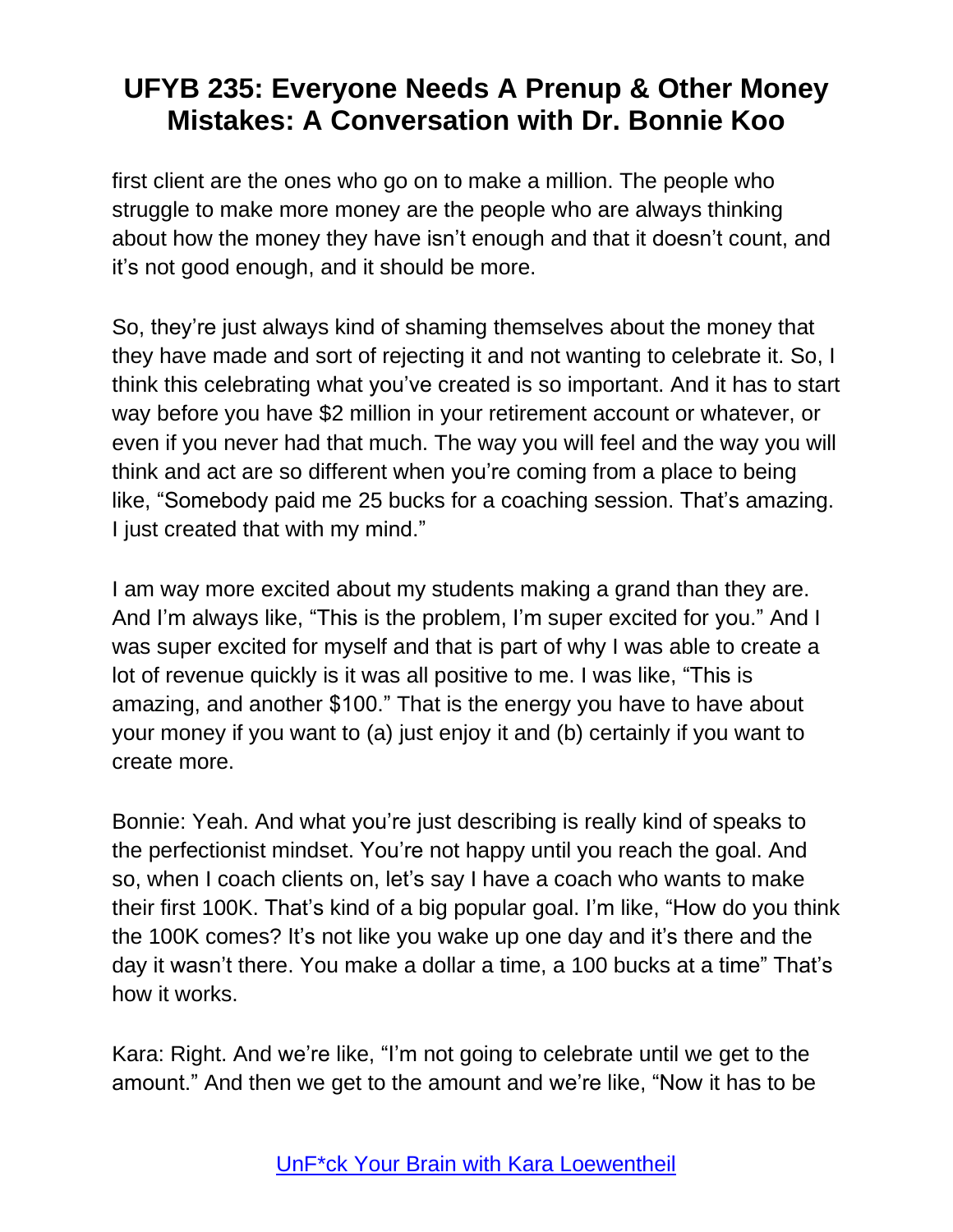first client are the ones who go on to make a million. The people who struggle to make more money are the people who are always thinking about how the money they have isn't enough and that it doesn't count, and it's not good enough, and it should be more.

So, they're just always kind of shaming themselves about the money that they have made and sort of rejecting it and not wanting to celebrate it. So, I think this celebrating what you've created is so important. And it has to start way before you have $2 million in your retirement account or whatever, or even if you never had that much. The way you will feel and the way you will think and act are so different when you're coming from a place to being like, "Somebody paid me 25 bucks for a coaching session. That's amazing. I just created that with my mind."

I am way more excited about my students making a grand than they are. And I'm always like, "This is the problem, I'm super excited for you." And I was super excited for myself and that is part of why I was able to create a lot of revenue quickly is it was all positive to me. I was like, "This is amazing, and another $100." That is the energy you have to have about your money if you want to (a) just enjoy it and (b) certainly if you want to create more.

Bonnie: Yeah. And what you're just describing is really kind of speaks to the perfectionist mindset. You're not happy until you reach the goal. And so, when I coach clients on, let's say I have a coach who wants to make their first 100K. That's kind of a big popular goal. I'm like, "How do you think the 100K comes? It's not like you wake up one day and it's there and the day it wasn't there. You make a dollar a time, a 100 bucks at a time" That's how it works.

Kara: Right. And we're like, "I'm not going to celebrate until we get to the amount." And then we get to the amount and we're like, "Now it has to be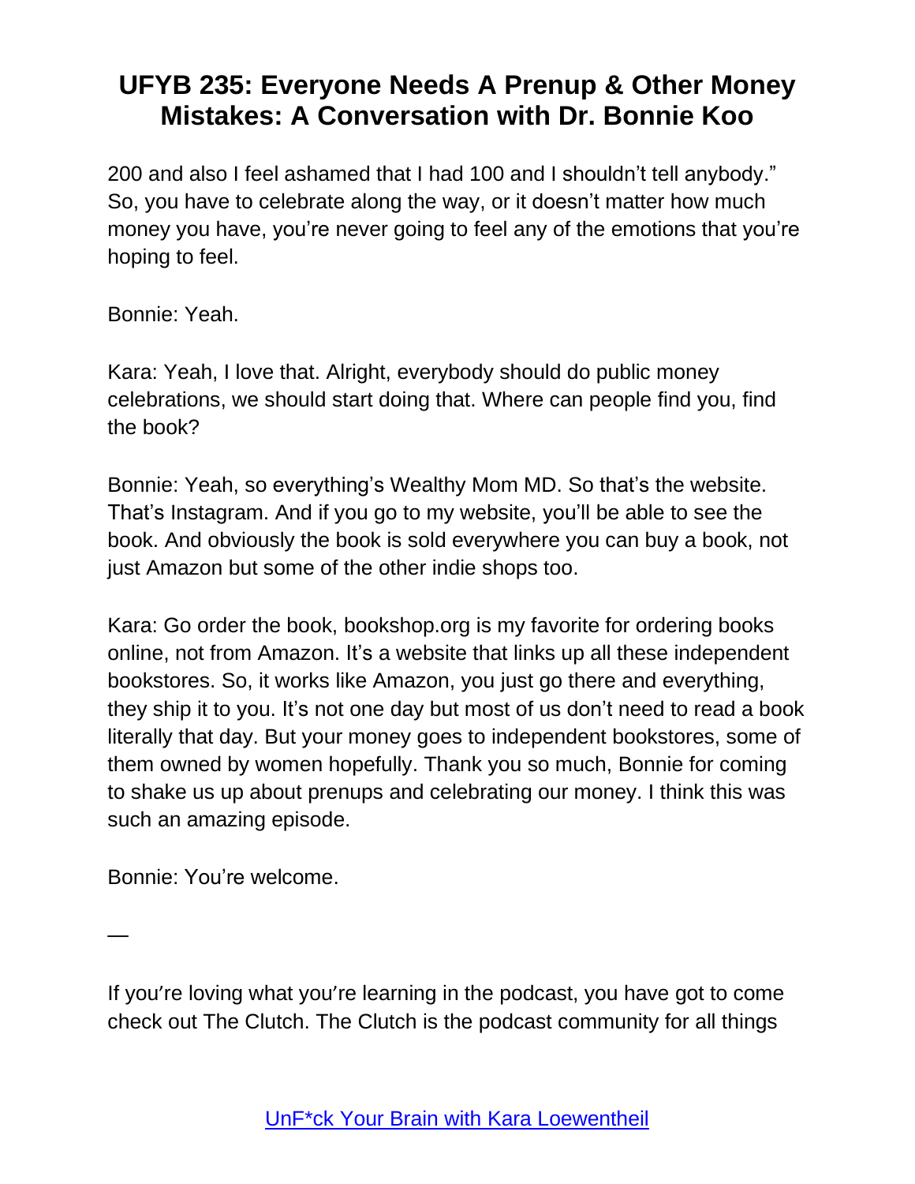200 and also I feel ashamed that I had 100 and I shouldn't tell anybody." So, you have to celebrate along the way, or it doesn't matter how much money you have, you're never going to feel any of the emotions that you're hoping to feel.

Bonnie: Yeah.

Kara: Yeah, I love that. Alright, everybody should do public money celebrations, we should start doing that. Where can people find you, find the book?

Bonnie: Yeah, so everything's Wealthy Mom MD. So that's the website. That's Instagram. And if you go to my website, you'll be able to see the book. And obviously the book is sold everywhere you can buy a book, not just Amazon but some of the other indie shops too.

Kara: Go order the book, bookshop.org is my favorite for ordering books online, not from Amazon. It's a website that links up all these independent bookstores. So, it works like Amazon, you just go there and everything, they ship it to you. It's not one day but most of us don't need to read a book literally that day. But your money goes to independent bookstores, some of them owned by women hopefully. Thank you so much, Bonnie for coming to shake us up about prenups and celebrating our money. I think this was such an amazing episode.

Bonnie: You're welcome.

—

If you're loving what you're learning in the podcast, you have got to come check out The Clutch. The Clutch is the podcast community for all things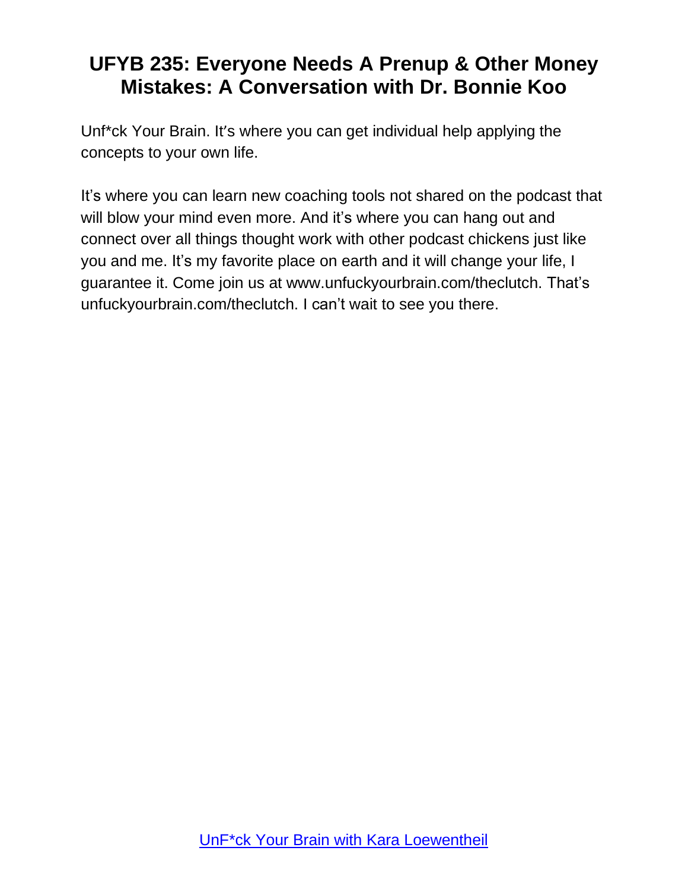Unf*ck Your Brain. It's where you can get individual help applying the concepts to your own life.

It's where you can learn new coaching tools not shared on the podcast that will blow your mind even more. And it's where you can hang out and connect over all things thought work with other podcast chickens just like you and me. It's my favorite place on earth and it will change your life, I guarantee it. Come join us at www.unfuckyourbrain.com/theclutch. That's unfuckyourbrain.com/theclutch. I can't wait to see you there.